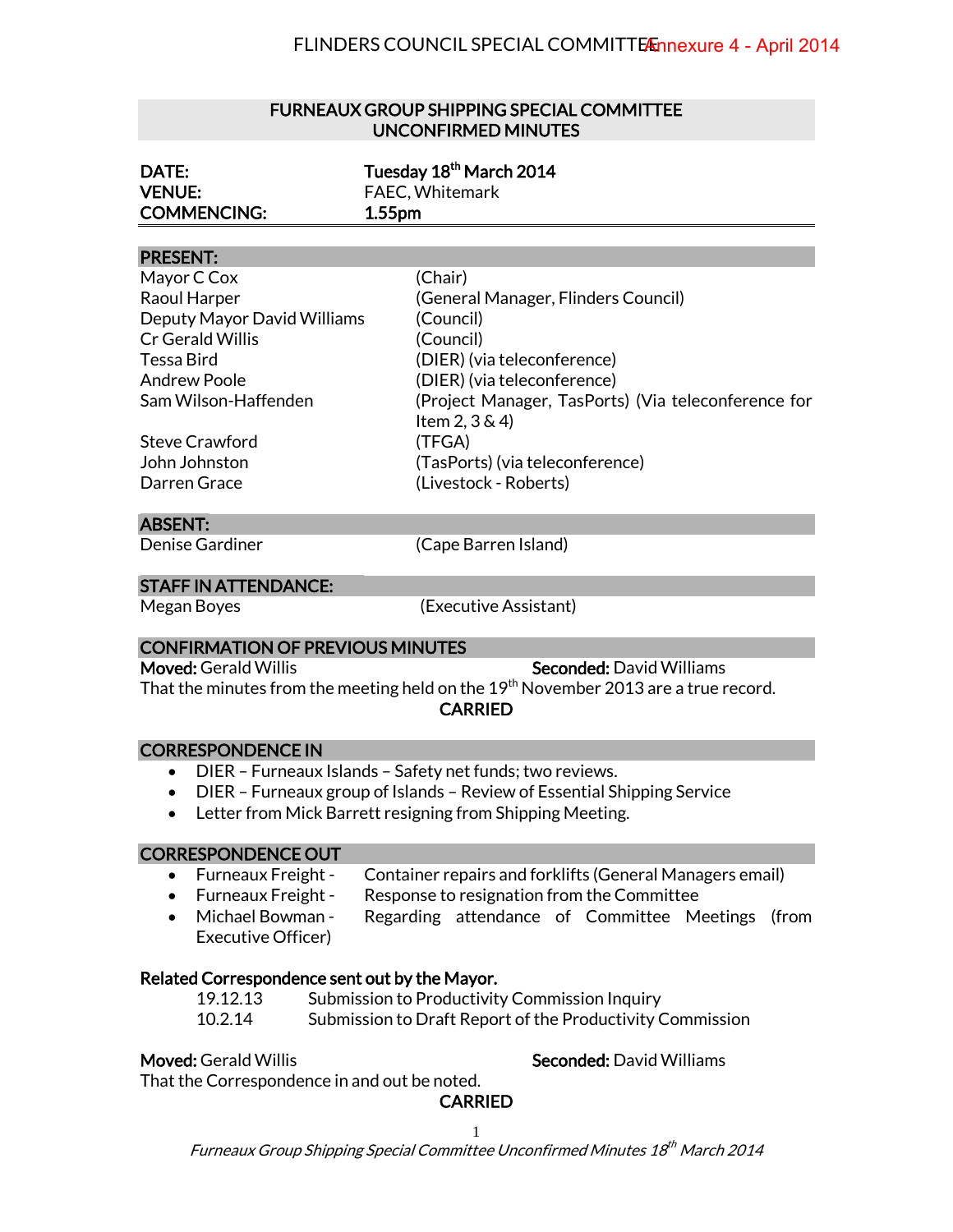## FURNEAUX GROUP SHIPPING SPECIAL COMMITTEE UNCONFIRMED MINUTES

| | |
|---|---|
| **DATE:** | **Tuesday 18th March 2014** |
| **VENUE:** | FAEC, Whitemark |
| **COMMENCING:** | **1.55pm** |

### PRESENT:

| | |
|---|---|
| Mayor C Cox | (Chair) |
| Raoul Harper | (General Manager, Flinders Council) |
| Deputy Mayor David Williams | (Council) |
| Cr Gerald Willis | (Council) |
| Tessa Bird | (DIER) (via teleconference) |
| Andrew Poole | (DIER) (via teleconference) |
| Sam Wilson-Haffenden | (Project Manager, TasPorts) (Via teleconference for Item 2, 3 & 4) |
| Steve Crawford | (TFGA) |
| John Johnston | (TasPorts) (via teleconference) |
| Darren Grace | (Livestock - Roberts) |

### ABSENT:

| | |
|---|---|
| Denise Gardiner | (Cape Barren Island) |

### STAFF IN ATTENDANCE:

| | |
|---|---|
| Megan Boyes | (Executive Assistant) |

### CONFIRMATION OF PREVIOUS MINUTES

**Moved:** Gerald Willis **Seconded:** David Williams

That the minutes from the meeting held on the 19th November 2013 are a true record.

**CARRIED**

### CORRESPONDENCE IN

- DIER – Furneaux Islands – Safety net funds; two reviews.
- DIER – Furneaux group of Islands – Review of Essential Shipping Service
- Letter from Mick Barrett resigning from Shipping Meeting.

### CORRESPONDENCE OUT

- Furneaux Freight - Container repairs and forklifts (General Managers email)
- Furneaux Freight - Response to resignation from the Committee
- Michael Bowman - Regarding attendance of Committee Meetings (from Executive Officer)

**Related Correspondence sent out by the Mayor.**

| | |
|---|---|
| 19.12.13 | Submission to Productivity Commission Inquiry |
| 10.2.14 | Submission to Draft Report of the Productivity Commission |

**Moved:** Gerald Willis **Seconded:** David Williams

That the Correspondence in and out be noted.

**CARRIED**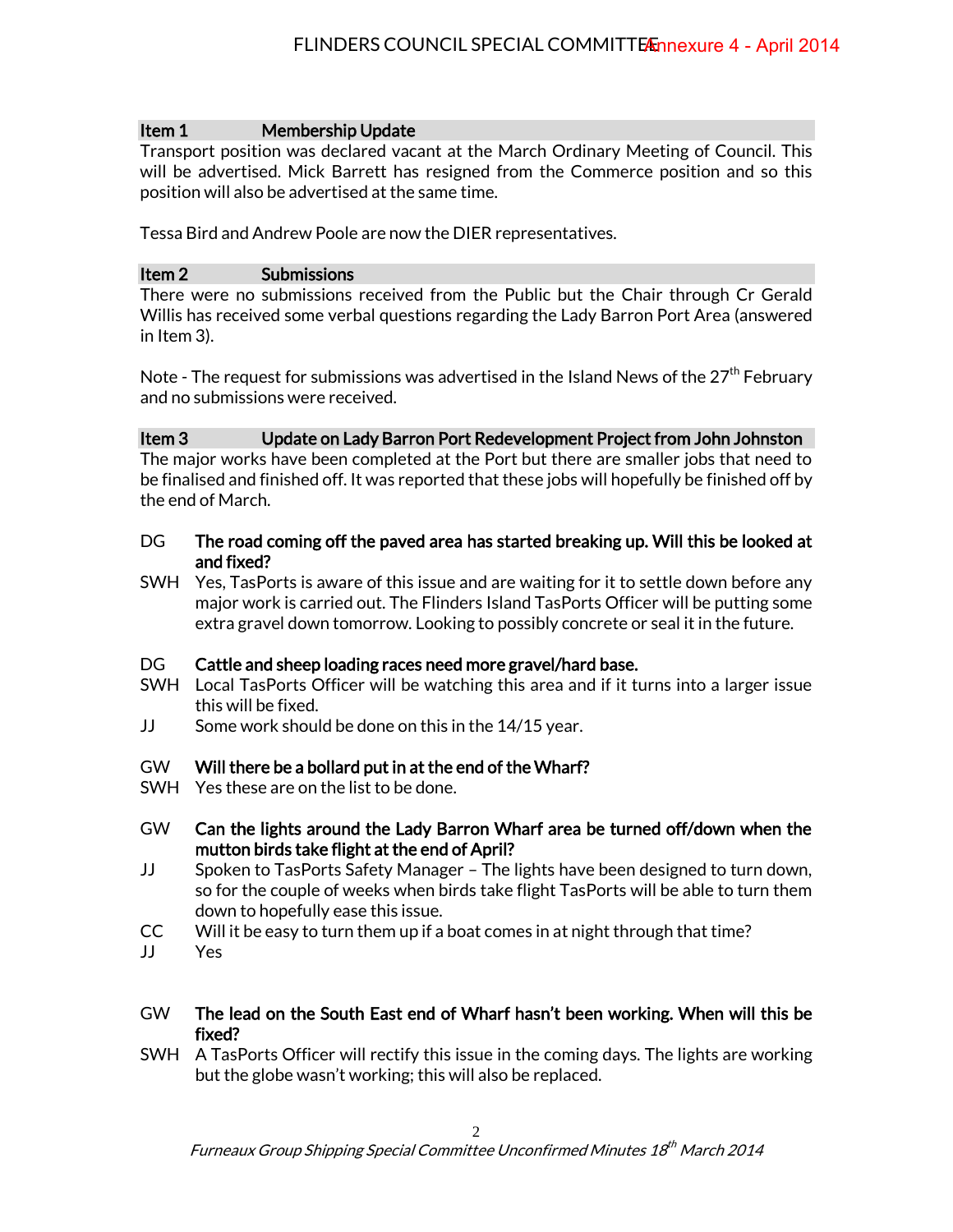## Item 1 Membership Update

Transport position was declared vacant at the March Ordinary Meeting of Council. This will be advertised. Mick Barrett has resigned from the Commerce position and so this position will also be advertised at the same time.

Tessa Bird and Andrew Poole are now the DIER representatives.

## Item 2 Submissions

There were no submissions received from the Public but the Chair through Cr Gerald Willis has received some verbal questions regarding the Lady Barron Port Area (answered in Item 3).

Note - The request for submissions was advertised in the Island News of the 27th February and no submissions were received.

## Item 3 Update on Lady Barron Port Redevelopment Project from John Johnston

The major works have been completed at the Port but there are smaller jobs that need to be finalised and finished off. It was reported that these jobs will hopefully be finished off by the end of March.

DG **The road coming off the paved area has started breaking up. Will this be looked at and fixed?**

SWH Yes, TasPorts is aware of this issue and are waiting for it to settle down before any major work is carried out. The Flinders Island TasPorts Officer will be putting some extra gravel down tomorrow. Looking to possibly concrete or seal it in the future.

DG **Cattle and sheep loading races need more gravel/hard base.**

SWH Local TasPorts Officer will be watching this area and if it turns into a larger issue this will be fixed.

JJ Some work should be done on this in the 14/15 year.

GW **Will there be a bollard put in at the end of the Wharf?**

SWH Yes these are on the list to be done.

GW **Can the lights around the Lady Barron Wharf area be turned off/down when the mutton birds take flight at the end of April?**

JJ Spoken to TasPorts Safety Manager – The lights have been designed to turn down, so for the couple of weeks when birds take flight TasPorts will be able to turn them down to hopefully ease this issue.

CC Will it be easy to turn them up if a boat comes in at night through that time?

JJ Yes

GW **The lead on the South East end of Wharf hasn't been working. When will this be fixed?**

SWH A TasPorts Officer will rectify this issue in the coming days. The lights are working but the globe wasn't working; this will also be replaced.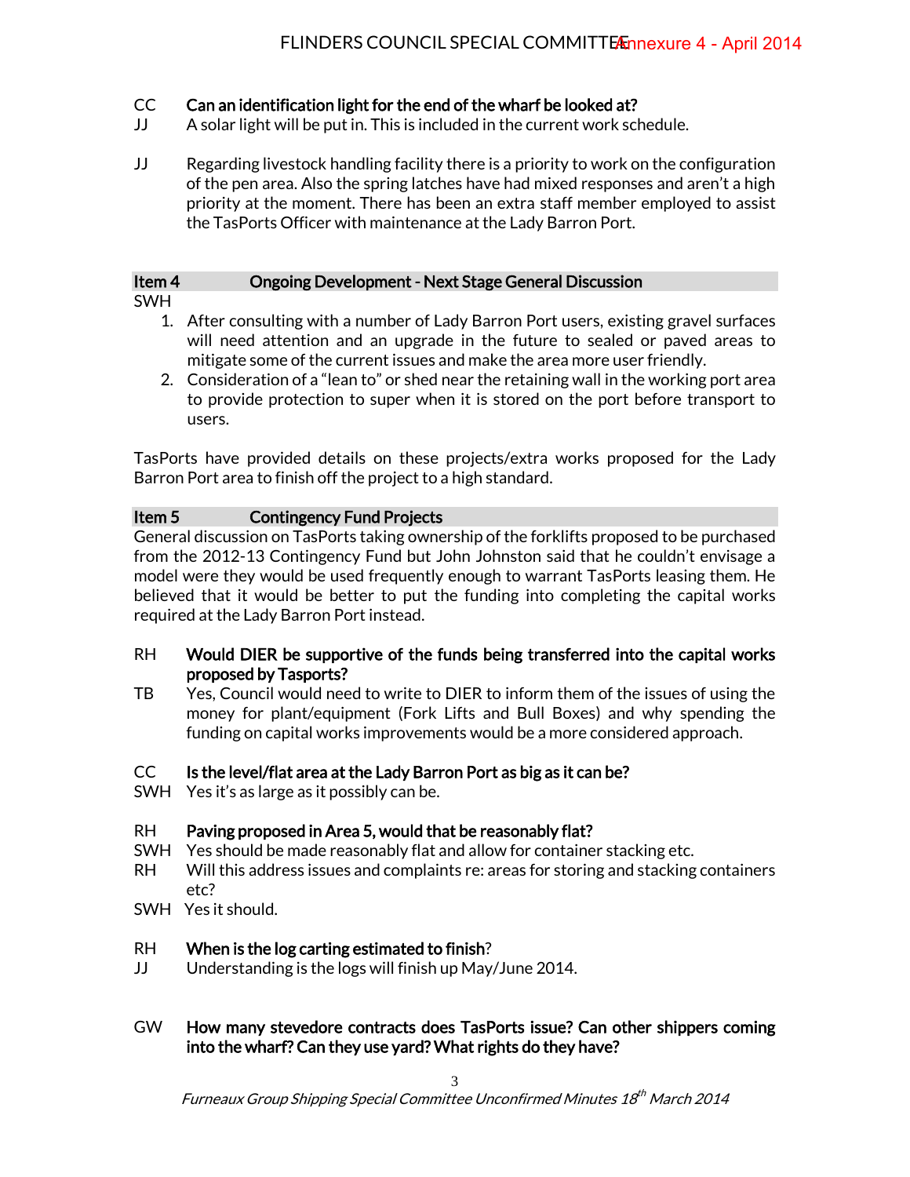CC **Can an identification light for the end of the wharf be looked at?**
JJ A solar light will be put in. This is included in the current work schedule.

JJ Regarding livestock handling facility there is a priority to work on the configuration of the pen area. Also the spring latches have had mixed responses and aren't a high priority at the moment. There has been an extra staff member employed to assist the TasPorts Officer with maintenance at the Lady Barron Port.

## Item 4 Ongoing Development - Next Stage General Discussion

SWH

1. After consulting with a number of Lady Barron Port users, existing gravel surfaces will need attention and an upgrade in the future to sealed or paved areas to mitigate some of the current issues and make the area more user friendly.
2. Consideration of a "lean to" or shed near the retaining wall in the working port area to provide protection to super when it is stored on the port before transport to users.

TasPorts have provided details on these projects/extra works proposed for the Lady Barron Port area to finish off the project to a high standard.

## Item 5 Contingency Fund Projects

General discussion on TasPorts taking ownership of the forklifts proposed to be purchased from the 2012-13 Contingency Fund but John Johnston said that he couldn't envisage a model were they would be used frequently enough to warrant TasPorts leasing them. He believed that it would be better to put the funding into completing the capital works required at the Lady Barron Port instead.

RH **Would DIER be supportive of the funds being transferred into the capital works proposed by Tasports?**
TB Yes, Council would need to write to DIER to inform them of the issues of using the money for plant/equipment (Fork Lifts and Bull Boxes) and why spending the funding on capital works improvements would be a more considered approach.

CC **Is the level/flat area at the Lady Barron Port as big as it can be?**
SWH Yes it's as large as it possibly can be.

RH **Paving proposed in Area 5, would that be reasonably flat?**
SWH Yes should be made reasonably flat and allow for container stacking etc.
RH Will this address issues and complaints re: areas for storing and stacking containers etc?
SWH Yes it should.

RH **When is the log carting estimated to finish**?
JJ Understanding is the logs will finish up May/June 2014.

GW **How many stevedore contracts does TasPorts issue? Can other shippers coming into the wharf? Can they use yard? What rights do they have?**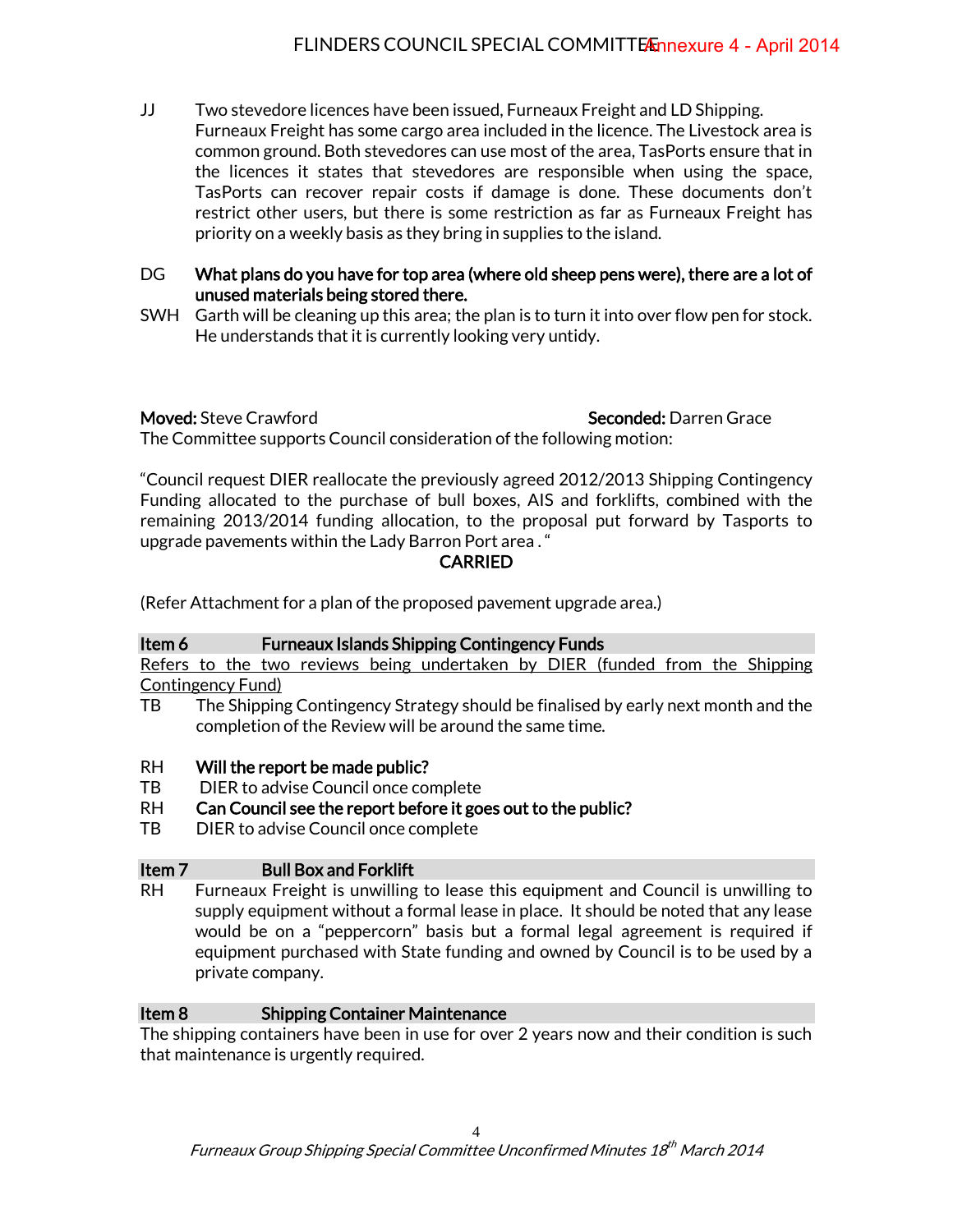JJ Two stevedore licences have been issued, Furneaux Freight and LD Shipping. Furneaux Freight has some cargo area included in the licence. The Livestock area is common ground. Both stevedores can use most of the area, TasPorts ensure that in the licences it states that stevedores are responsible when using the space, TasPorts can recover repair costs if damage is done. These documents don't restrict other users, but there is some restriction as far as Furneaux Freight has priority on a weekly basis as they bring in supplies to the island.

DG **What plans do you have for top area (where old sheep pens were), there are a lot of unused materials being stored there.**

SWH Garth will be cleaning up this area; the plan is to turn it into over flow pen for stock. He understands that it is currently looking very untidy.

**Moved:** Steve Crawford **Seconded:** Darren Grace

The Committee supports Council consideration of the following motion:

"Council request DIER reallocate the previously agreed 2012/2013 Shipping Contingency Funding allocated to the purchase of bull boxes, AIS and forklifts, combined with the remaining 2013/2014 funding allocation, to the proposal put forward by Tasports to upgrade pavements within the Lady Barron Port area . "

**CARRIED**

(Refer Attachment for a plan of the proposed pavement upgrade area.)

**Item 6 Furneaux Islands Shipping Contingency Funds**

Refers to the two reviews being undertaken by DIER (funded from the Shipping Contingency Fund)

TB The Shipping Contingency Strategy should be finalised by early next month and the completion of the Review will be around the same time.

RH **Will the report be made public?**

TB DIER to advise Council once complete

RH **Can Council see the report before it goes out to the public?**

TB DIER to advise Council once complete

**Item 7 Bull Box and Forklift**

RH Furneaux Freight is unwilling to lease this equipment and Council is unwilling to supply equipment without a formal lease in place. It should be noted that any lease would be on a "peppercorn" basis but a formal legal agreement is required if equipment purchased with State funding and owned by Council is to be used by a private company.

**Item 8 Shipping Container Maintenance**

The shipping containers have been in use for over 2 years now and their condition is such that maintenance is urgently required.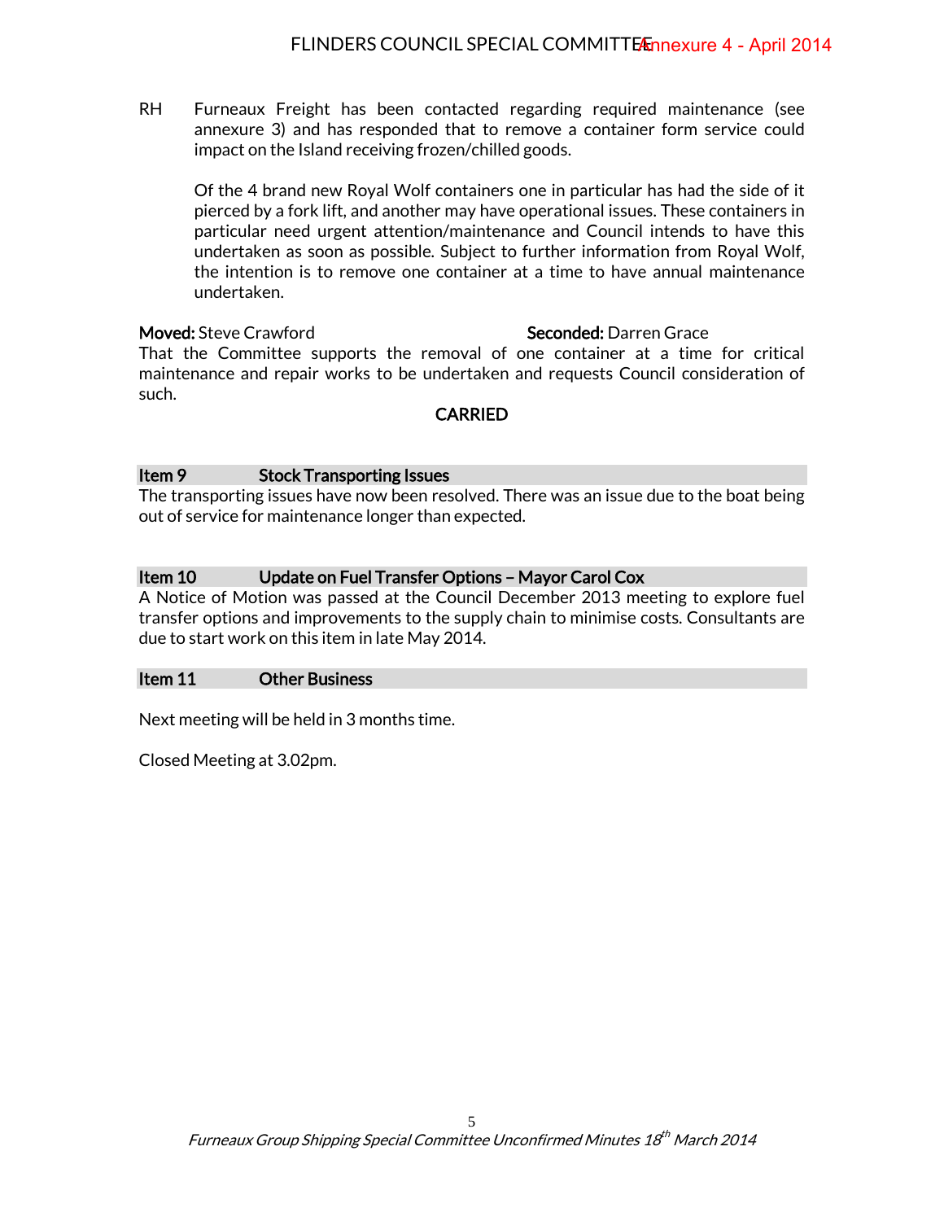RH Furneaux Freight has been contacted regarding required maintenance (see annexure 3) and has responded that to remove a container form service could impact on the Island receiving frozen/chilled goods.

Of the 4 brand new Royal Wolf containers one in particular has had the side of it pierced by a fork lift, and another may have operational issues. These containers in particular need urgent attention/maintenance and Council intends to have this undertaken as soon as possible. Subject to further information from Royal Wolf, the intention is to remove one container at a time to have annual maintenance undertaken.

**Moved:** Steve Crawford **Seconded:** Darren Grace

That the Committee supports the removal of one container at a time for critical maintenance and repair works to be undertaken and requests Council consideration of such.

**CARRIED**

## Item 9 Stock Transporting Issues

The transporting issues have now been resolved. There was an issue due to the boat being out of service for maintenance longer than expected.

## Item 10 Update on Fuel Transfer Options – Mayor Carol Cox

A Notice of Motion was passed at the Council December 2013 meeting to explore fuel transfer options and improvements to the supply chain to minimise costs. Consultants are due to start work on this item in late May 2014.

## Item 11 Other Business

Next meeting will be held in 3 months time.

Closed Meeting at 3.02pm.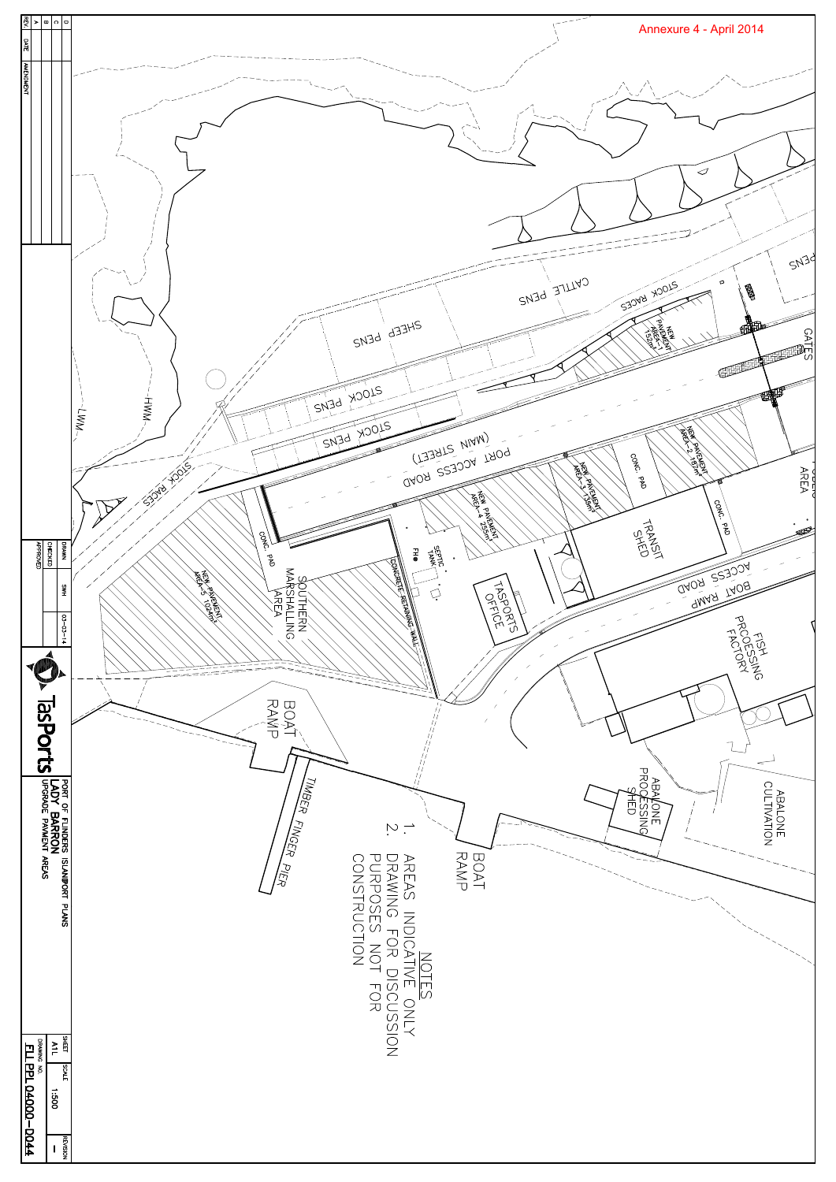Annexure 4 - April 2014

CATTLE PENS

SHEEP PENS

STOCK PENS

STOCK PENS

STOCK RACES

STOCK RACES

NEW PAVEMENT AREA-1 152m²

GATES

PUBLIC AREA

NEW PAVEMENT AREA-2 151m²

NEW PAVEMENT AREA-3 35m²

NEW PAVEMENT AREA-4 255m²

NEW PAVEMENT AREA-5 1024m²

PORT ACCESS ROAD (MAIN STREET)

CONC. PAD

CONC. PAD

CONC. PAD

TRANSIT SHED

BOAT RAMP ACCESS ROAD

FISH PROCESSING FACTORY

SEPTIC TANK

FH

TASPORTS OFFICE

CONCRETE RETAINING WALL

SOUTHERN MARSHALLING AREA

HWM

LWM

BOAT RAMP

TIMBER FINGER PIER

BOAT RAMP

ABALONE PROCESSING SHED

ABALONE CULTIVATION

NOTES

1. AREAS INDICATIVE ONLY
2. DRAWING FOR DISCUSSION PURPOSES NOT FOR CONSTRUCTION

| REV. | DATE | AMENDMENT |
| --- | --- | --- |
| D | | |
| C | | |
| B | | |
| A | | |

| | | |
| --- | --- | --- |
| DRAWN | SWH | 03-03-14 |
| CHECKED | | |
| APPROVED | | |

TasPorts

PORT OF FLINDERS ISLAND PORT PLANS

LADY BARRON

UPGRADE PAVMENT AREAS

| SHEET | SCALE | REVISION |
| --- | --- | --- |
| A1L | 1:500 | - |

DRAWING NO. FLI PPL 04000-D044